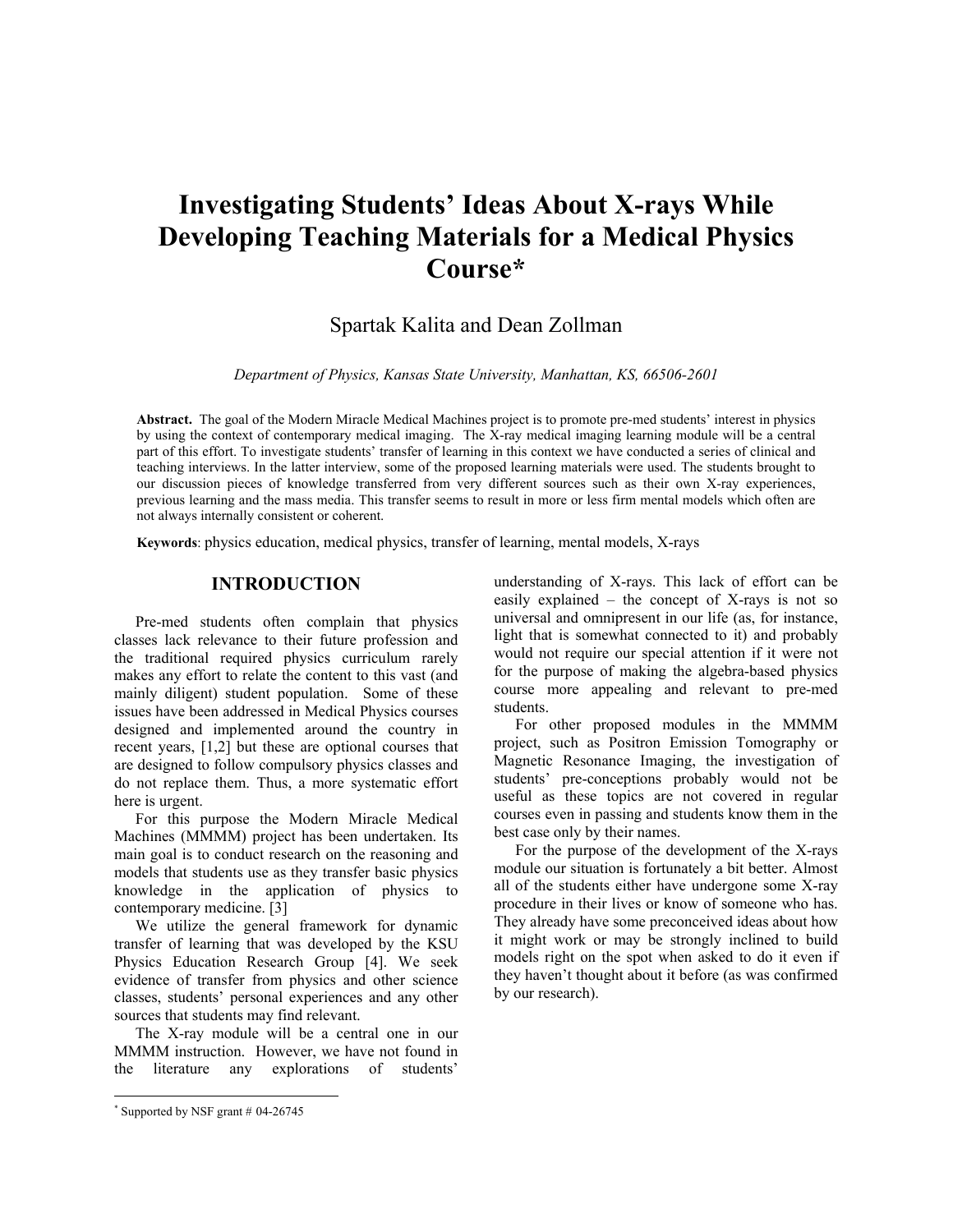# Investigating Students' Ideas About X-rays While Developing Teaching Materials for a Medical Physics Course*

Spartak Kalita and Dean Zollman

*Department of Physics, Kansas State University, Manhattan, KS, 66506-2601*

**Abstract.** The goal of the Modern Miracle Medical Machines project is to promote pre-med students' interest in physics by using the context of contemporary medical imaging. The X-ray medical imaging learning module will be a central part of this effort. To investigate students' transfer of learning in this context we have conducted a series of clinical and teaching interviews. In the latter interview, some of the proposed learning materials were used. The students brought to our discussion pieces of knowledge transferred from very different sources such as their own X-ray experiences, previous learning and the mass media. This transfer seems to result in more or less firm mental models which often are not always internally consistent or coherent.

**Keywords**: physics education, medical physics, transfer of learning, mental models, X-rays

## INTRODUCTION

Pre-med students often complain that physics classes lack relevance to their future profession and the traditional required physics curriculum rarely makes any effort to relate the content to this vast (and mainly diligent) student population. Some of these issues have been addressed in Medical Physics courses designed and implemented around the country in recent years, [1,2] but these are optional courses that are designed to follow compulsory physics classes and do not replace them. Thus, a more systematic effort here is urgent.

For this purpose the Modern Miracle Medical Machines (MMMM) project has been undertaken. Its main goal is to conduct research on the reasoning and models that students use as they transfer basic physics knowledge in the application of physics to contemporary medicine. [3]

We utilize the general framework for dynamic transfer of learning that was developed by the KSU Physics Education Research Group [4]. We seek evidence of transfer from physics and other science classes, students' personal experiences and any other sources that students may find relevant.

The X-ray module will be a central one in our MMMM instruction. However, we have not found in the literature any explorations of students' understanding of X-rays. This lack of effort can be easily explained – the concept of X-rays is not so universal and omnipresent in our life (as, for instance, light that is somewhat connected to it) and probably would not require our special attention if it were not for the purpose of making the algebra-based physics course more appealing and relevant to pre-med students.

For other proposed modules in the MMMM project, such as Positron Emission Tomography or Magnetic Resonance Imaging, the investigation of students' pre-conceptions probably would not be useful as these topics are not covered in regular courses even in passing and students know them in the best case only by their names.

For the purpose of the development of the X-rays module our situation is fortunately a bit better. Almost all of the students either have undergone some X-ray procedure in their lives or know of someone who has. They already have some preconceived ideas about how it might work or may be strongly inclined to build models right on the spot when asked to do it even if they haven't thought about it before (as was confirmed by our research).

---

* Supported by NSF grant # 04-26745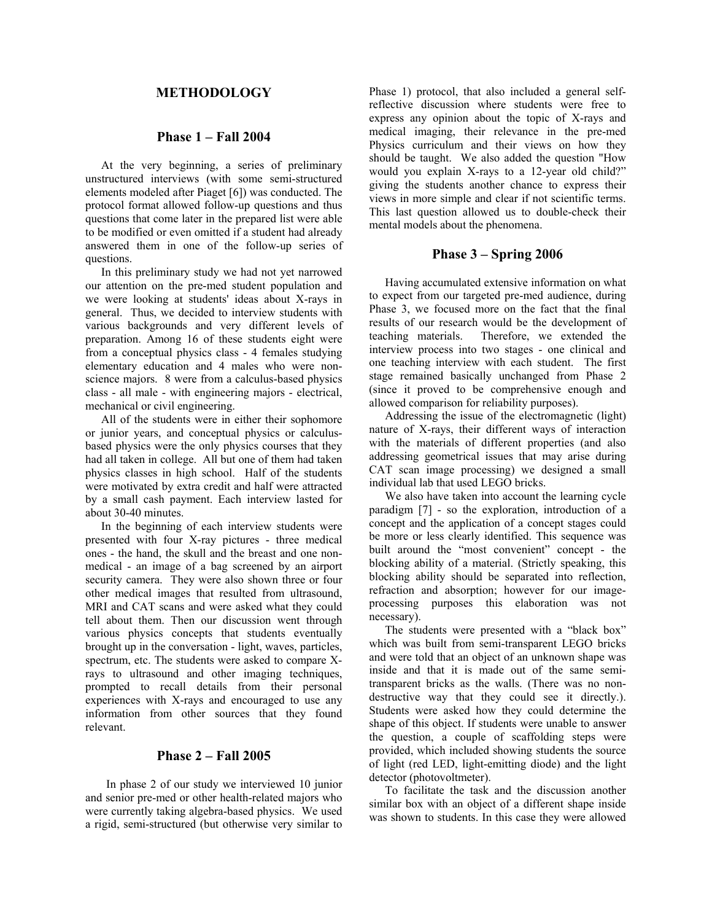## METHODOLOGY

### Phase 1 – Fall 2004

At the very beginning, a series of preliminary unstructured interviews (with some semi-structured elements modeled after Piaget [6]) was conducted. The protocol format allowed follow-up questions and thus questions that come later in the prepared list were able to be modified or even omitted if a student had already answered them in one of the follow-up series of questions.

In this preliminary study we had not yet narrowed our attention on the pre-med student population and we were looking at students' ideas about X-rays in general. Thus, we decided to interview students with various backgrounds and very different levels of preparation. Among 16 of these students eight were from a conceptual physics class - 4 females studying elementary education and 4 males who were non-science majors. 8 were from a calculus-based physics class - all male - with engineering majors - electrical, mechanical or civil engineering.

All of the students were in either their sophomore or junior years, and conceptual physics or calculus-based physics were the only physics courses that they had all taken in college. All but one of them had taken physics classes in high school. Half of the students were motivated by extra credit and half were attracted by a small cash payment. Each interview lasted for about 30-40 minutes.

In the beginning of each interview students were presented with four X-ray pictures - three medical ones - the hand, the skull and the breast and one non-medical - an image of a bag screened by an airport security camera. They were also shown three or four other medical images that resulted from ultrasound, MRI and CAT scans and were asked what they could tell about them. Then our discussion went through various physics concepts that students eventually brought up in the conversation - light, waves, particles, spectrum, etc. The students were asked to compare X-rays to ultrasound and other imaging techniques, prompted to recall details from their personal experiences with X-rays and encouraged to use any information from other sources that they found relevant.

### Phase 2 – Fall 2005

In phase 2 of our study we interviewed 10 junior and senior pre-med or other health-related majors who were currently taking algebra-based physics. We used a rigid, semi-structured (but otherwise very similar to Phase 1) protocol, that also included a general self-reflective discussion where students were free to express any opinion about the topic of X-rays and medical imaging, their relevance in the pre-med Physics curriculum and their views on how they should be taught. We also added the question "How would you explain X-rays to a 12-year old child?" giving the students another chance to express their views in more simple and clear if not scientific terms. This last question allowed us to double-check their mental models about the phenomena.

### Phase 3 – Spring 2006

Having accumulated extensive information on what to expect from our targeted pre-med audience, during Phase 3, we focused more on the fact that the final results of our research would be the development of teaching materials. Therefore, we extended the interview process into two stages - one clinical and one teaching interview with each student. The first stage remained basically unchanged from Phase 2 (since it proved to be comprehensive enough and allowed comparison for reliability purposes).

Addressing the issue of the electromagnetic (light) nature of X-rays, their different ways of interaction with the materials of different properties (and also addressing geometrical issues that may arise during CAT scan image processing) we designed a small individual lab that used LEGO bricks.

We also have taken into account the learning cycle paradigm [7] - so the exploration, introduction of a concept and the application of a concept stages could be more or less clearly identified. This sequence was built around the "most convenient" concept - the blocking ability of a material. (Strictly speaking, this blocking ability should be separated into reflection, refraction and absorption; however for our image-processing purposes this elaboration was not necessary).

The students were presented with a "black box" which was built from semi-transparent LEGO bricks and were told that an object of an unknown shape was inside and that it is made out of the same semi-transparent bricks as the walls. (There was no non-destructive way that they could see it directly.). Students were asked how they could determine the shape of this object. If students were unable to answer the question, a couple of scaffolding steps were provided, which included showing students the source of light (red LED, light-emitting diode) and the light detector (photovoltmeter).

To facilitate the task and the discussion another similar box with an object of a different shape inside was shown to students. In this case they were allowed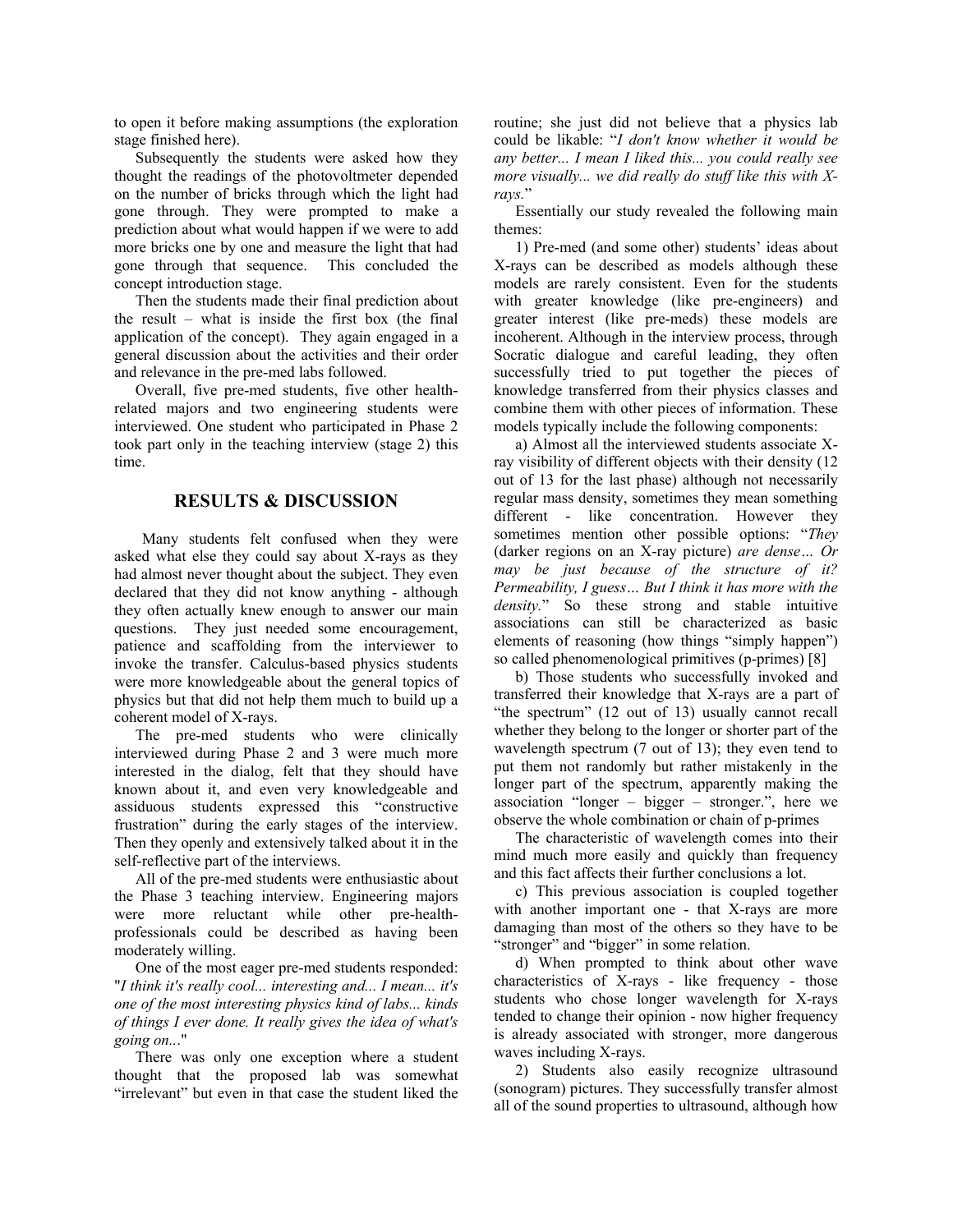to open it before making assumptions (the exploration stage finished here).

Subsequently the students were asked how they thought the readings of the photovoltmeter depended on the number of bricks through which the light had gone through. They were prompted to make a prediction about what would happen if we were to add more bricks one by one and measure the light that had gone through that sequence. This concluded the concept introduction stage.

Then the students made their final prediction about the result – what is inside the first box (the final application of the concept). They again engaged in a general discussion about the activities and their order and relevance in the pre-med labs followed.

Overall, five pre-med students, five other health-related majors and two engineering students were interviewed. One student who participated in Phase 2 took part only in the teaching interview (stage 2) this time.

## RESULTS & DISCUSSION

Many students felt confused when they were asked what else they could say about X-rays as they had almost never thought about the subject. They even declared that they did not know anything - although they often actually knew enough to answer our main questions. They just needed some encouragement, patience and scaffolding from the interviewer to invoke the transfer. Calculus-based physics students were more knowledgeable about the general topics of physics but that did not help them much to build up a coherent model of X-rays.

The pre-med students who were clinically interviewed during Phase 2 and 3 were much more interested in the dialog, felt that they should have known about it, and even very knowledgeable and assiduous students expressed this "constructive frustration" during the early stages of the interview. Then they openly and extensively talked about it in the self-reflective part of the interviews.

All of the pre-med students were enthusiastic about the Phase 3 teaching interview. Engineering majors were more reluctant while other pre-health-professionals could be described as having been moderately willing.

One of the most eager pre-med students responded: "*I think it's really cool... interesting and... I mean... it's one of the most interesting physics kind of labs... kinds of things I ever done. It really gives the idea of what's going on...*"

There was only one exception where a student thought that the proposed lab was somewhat "irrelevant" but even in that case the student liked the routine; she just did not believe that a physics lab could be likable: "*I don't know whether it would be any better... I mean I liked this... you could really see more visually... we did really do stuff like this with X-rays.*"

Essentially our study revealed the following main themes:

1) Pre-med (and some other) students' ideas about X-rays can be described as models although these models are rarely consistent. Even for the students with greater knowledge (like pre-engineers) and greater interest (like pre-meds) these models are incoherent. Although in the interview process, through Socratic dialogue and careful leading, they often successfully tried to put together the pieces of knowledge transferred from their physics classes and combine them with other pieces of information. These models typically include the following components:

a) Almost all the interviewed students associate X-ray visibility of different objects with their density (12 out of 13 for the last phase) although not necessarily regular mass density, sometimes they mean something different - like concentration. However they sometimes mention other possible options: "*They* (darker regions on an X-ray picture) *are dense… Or may be just because of the structure of it? Permeability, I guess… But I think it has more with the density.*" So these strong and stable intuitive associations can still be characterized as basic elements of reasoning (how things "simply happen") so called phenomenological primitives (p-primes) [8]

b) Those students who successfully invoked and transferred their knowledge that X-rays are a part of "the spectrum" (12 out of 13) usually cannot recall whether they belong to the longer or shorter part of the wavelength spectrum (7 out of 13); they even tend to put them not randomly but rather mistakenly in the longer part of the spectrum, apparently making the association "longer – bigger – stronger.", here we observe the whole combination or chain of p-primes

The characteristic of wavelength comes into their mind much more easily and quickly than frequency and this fact affects their further conclusions a lot.

c) This previous association is coupled together with another important one - that X-rays are more damaging than most of the others so they have to be "stronger" and "bigger" in some relation.

d) When prompted to think about other wave characteristics of X-rays - like frequency - those students who chose longer wavelength for X-rays tended to change their opinion - now higher frequency is already associated with stronger, more dangerous waves including X-rays.

2) Students also easily recognize ultrasound (sonogram) pictures. They successfully transfer almost all of the sound properties to ultrasound, although how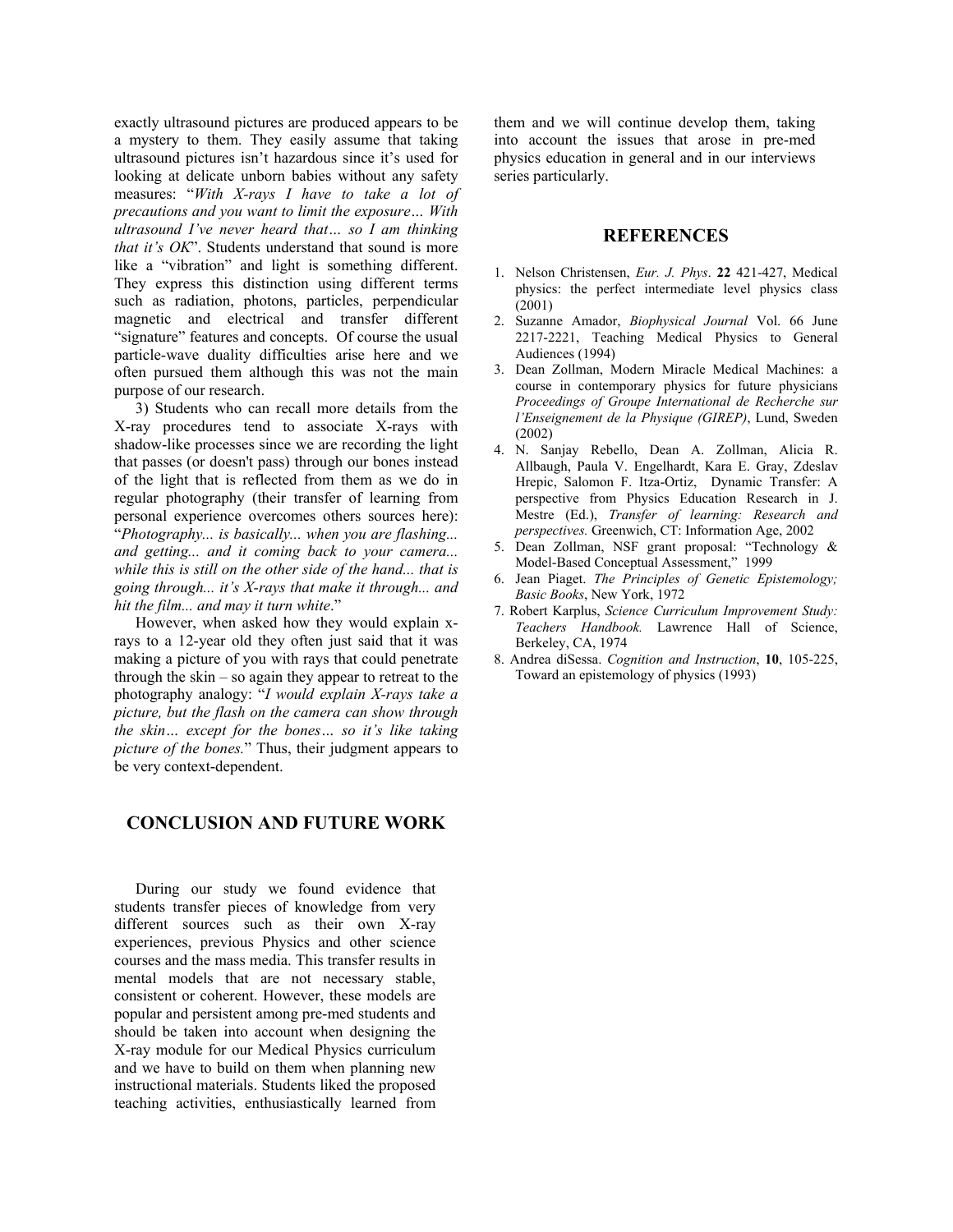exactly ultrasound pictures are produced appears to be a mystery to them. They easily assume that taking ultrasound pictures isn't hazardous since it's used for looking at delicate unborn babies without any safety measures: "*With X-rays I have to take a lot of precautions and you want to limit the exposure… With ultrasound I've never heard that… so I am thinking that it's OK*". Students understand that sound is more like a "vibration" and light is something different. They express this distinction using different terms such as radiation, photons, particles, perpendicular magnetic and electrical and transfer different "signature" features and concepts. Of course the usual particle-wave duality difficulties arise here and we often pursued them although this was not the main purpose of our research.

3) Students who can recall more details from the X-ray procedures tend to associate X-rays with shadow-like processes since we are recording the light that passes (or doesn't pass) through our bones instead of the light that is reflected from them as we do in regular photography (their transfer of learning from personal experience overcomes others sources here): "*Photography... is basically... when you are flashing... and getting... and it coming back to your camera... while this is still on the other side of the hand... that is going through... it's X-rays that make it through... and hit the film... and may it turn white*."

However, when asked how they would explain x-rays to a 12-year old they often just said that it was making a picture of you with rays that could penetrate through the skin – so again they appear to retreat to the photography analogy: "*I would explain X-rays take a picture, but the flash on the camera can show through the skin… except for the bones… so it's like taking picture of the bones.*" Thus, their judgment appears to be very context-dependent.

## CONCLUSION AND FUTURE WORK

During our study we found evidence that students transfer pieces of knowledge from very different sources such as their own X-ray experiences, previous Physics and other science courses and the mass media. This transfer results in mental models that are not necessary stable, consistent or coherent. However, these models are popular and persistent among pre-med students and should be taken into account when designing the X-ray module for our Medical Physics curriculum and we have to build on them when planning new instructional materials. Students liked the proposed teaching activities, enthusiastically learned from them and we will continue develop them, taking into account the issues that arose in pre-med physics education in general and in our interviews series particularly.

## REFERENCES

1. Nelson Christensen, *Eur. J. Phys*. **22** 421-427, Medical physics: the perfect intermediate level physics class (2001)
2. Suzanne Amador, *Biophysical Journal* Vol. 66 June 2217-2221, Teaching Medical Physics to General Audiences (1994)
3. Dean Zollman, Modern Miracle Medical Machines: a course in contemporary physics for future physicians *Proceedings of Groupe International de Recherche sur l'Enseignement de la Physique (GIREP)*, Lund, Sweden (2002)
4. N. Sanjay Rebello, Dean A. Zollman, Alicia R. Allbaugh, Paula V. Engelhardt, Kara E. Gray, Zdeslav Hrepic, Salomon F. Itza-Ortiz, Dynamic Transfer: A perspective from Physics Education Research in J. Mestre (Ed.), *Transfer of learning: Research and perspectives.* Greenwich, CT: Information Age, 2002
5. Dean Zollman, NSF grant proposal: "Technology & Model-Based Conceptual Assessment," 1999
6. Jean Piaget. *The Principles of Genetic Epistemology; Basic Books*, New York, 1972
7. Robert Karplus, *Science Curriculum Improvement Study: Teachers Handbook.* Lawrence Hall of Science, Berkeley, CA, 1974
8. Andrea diSessa. *Cognition and Instruction*, **10**, 105-225, Toward an epistemology of physics (1993)